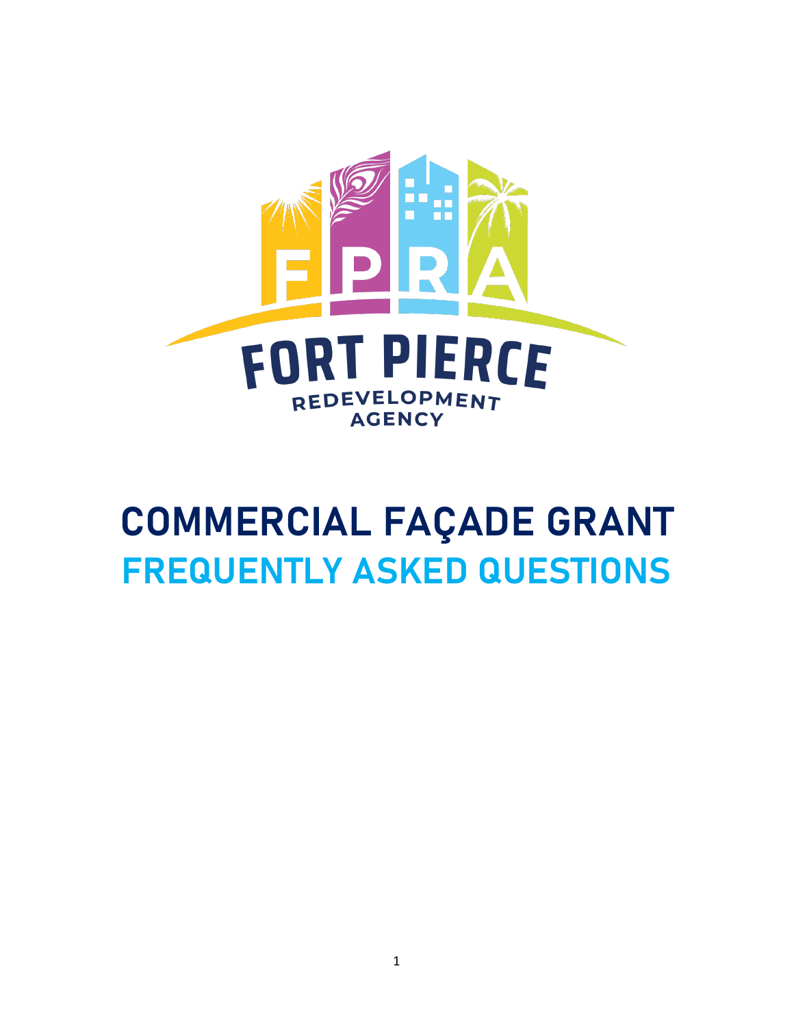FPRA

FORT PIERCE REDEVELOPMENT AGENCY

# COMMERCIAL FAÇADE GRANT

## FREQUENTLY ASKED QUESTIONS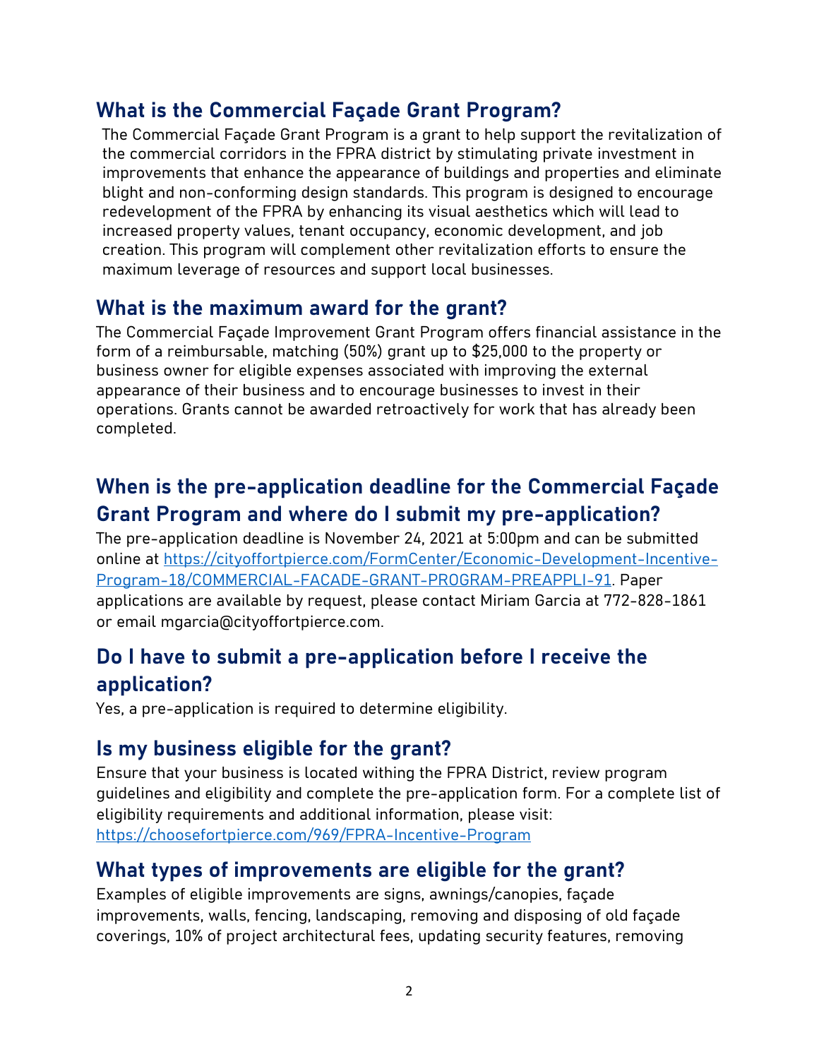## What is the Commercial Façade Grant Program?

The Commercial Façade Grant Program is a grant to help support the revitalization of the commercial corridors in the FPRA district by stimulating private investment in improvements that enhance the appearance of buildings and properties and eliminate blight and non-conforming design standards. This program is designed to encourage redevelopment of the FPRA by enhancing its visual aesthetics which will lead to increased property values, tenant occupancy, economic development, and job creation. This program will complement other revitalization efforts to ensure the maximum leverage of resources and support local businesses.

## What is the maximum award for the grant?

The Commercial Façade Improvement Grant Program offers financial assistance in the form of a reimbursable, matching (50%) grant up to $25,000 to the property or business owner for eligible expenses associated with improving the external appearance of their business and to encourage businesses to invest in their operations. Grants cannot be awarded retroactively for work that has already been completed.

## When is the pre-application deadline for the Commercial Façade Grant Program and where do I submit my pre-application?

The pre-application deadline is November 24, 2021 at 5:00pm and can be submitted online at https://cityoffortpierce.com/FormCenter/Economic-Development-Incentive-Program-18/COMMERCIAL-FACADE-GRANT-PROGRAM-PREAPPLI-91. Paper applications are available by request, please contact Miriam Garcia at 772-828-1861 or email mgarcia@cityoffortpierce.com.

## Do I have to submit a pre-application before I receive the application?

Yes, a pre-application is required to determine eligibility.

## Is my business eligible for the grant?

Ensure that your business is located withing the FPRA District, review program guidelines and eligibility and complete the pre-application form. For a complete list of eligibility requirements and additional information, please visit: https://choosefortpierce.com/969/FPRA-Incentive-Program

## What types of improvements are eligible for the grant?

Examples of eligible improvements are signs, awnings/canopies, façade improvements, walls, fencing, landscaping, removing and disposing of old façade coverings, 10% of project architectural fees, updating security features, removing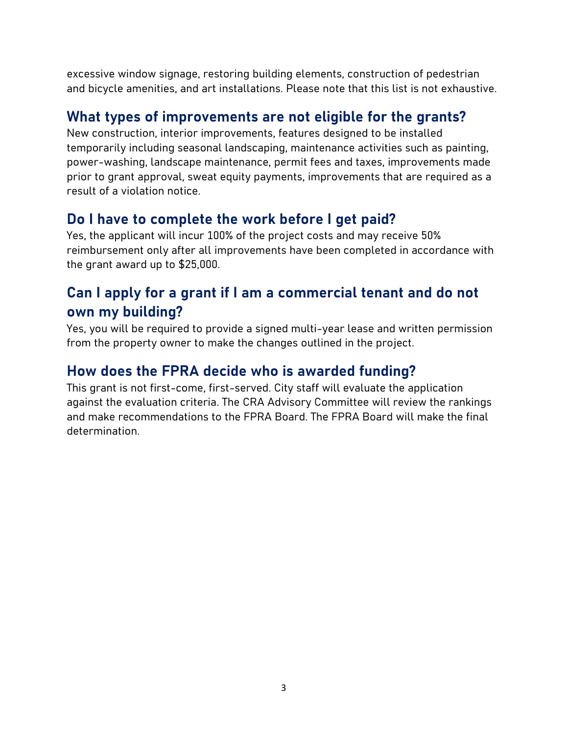excessive window signage, restoring building elements, construction of pedestrian and bicycle amenities, and art installations. Please note that this list is not exhaustive.

## What types of improvements are not eligible for the grants?

New construction, interior improvements, features designed to be installed temporarily including seasonal landscaping, maintenance activities such as painting, power-washing, landscape maintenance, permit fees and taxes, improvements made prior to grant approval, sweat equity payments, improvements that are required as a result of a violation notice.

## Do I have to complete the work before I get paid?

Yes, the applicant will incur 100% of the project costs and may receive 50% reimbursement only after all improvements have been completed in accordance with the grant award up to $25,000.

## Can I apply for a grant if I am a commercial tenant and do not own my building?

Yes, you will be required to provide a signed multi-year lease and written permission from the property owner to make the changes outlined in the project.

## How does the FPRA decide who is awarded funding?

This grant is not first-come, first-served. City staff will evaluate the application against the evaluation criteria. The CRA Advisory Committee will review the rankings and make recommendations to the FPRA Board. The FPRA Board will make the final determination.